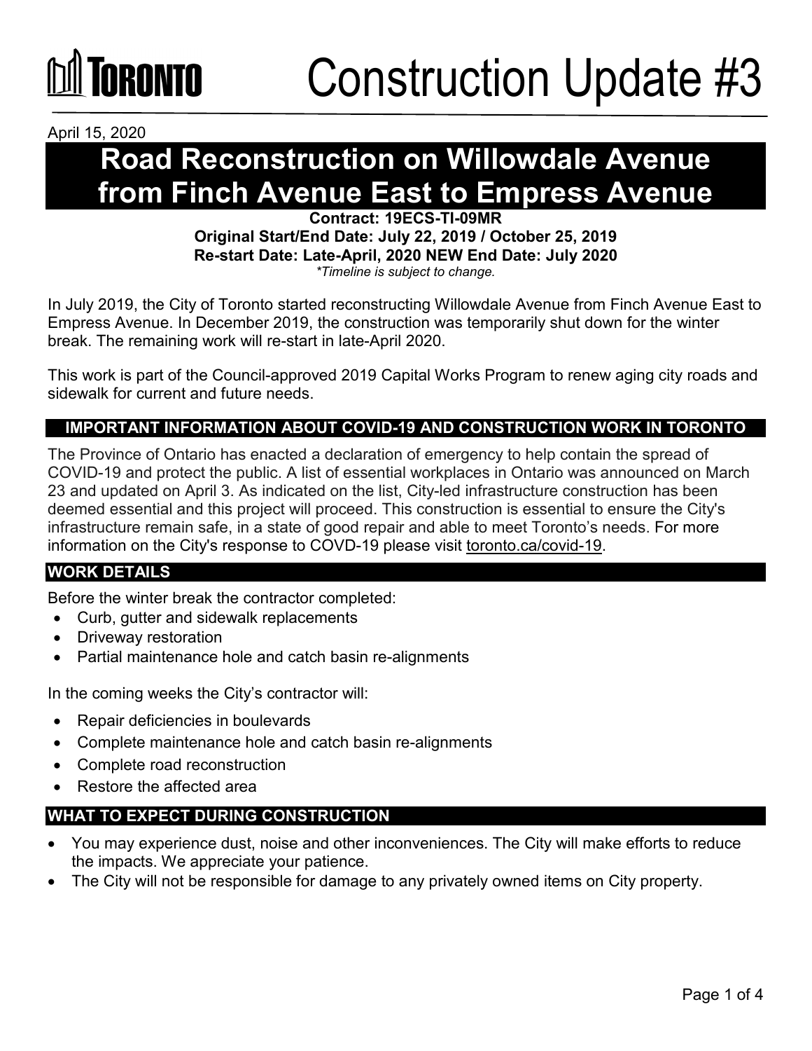# TORONTO Construction Update #3

April 15, 2020

## Road Reconstruction on Willowdale Avenue from Finch Avenue East to Empress Avenue

**Contract: 19ECS-TI-09MR**
**Original Start/End Date: July 22, 2019 / October 25, 2019**
**Re-start Date: Late-April, 2020 NEW End Date: July 2020**
*\*Timeline is subject to change.*

In July 2019, the City of Toronto started reconstructing Willowdale Avenue from Finch Avenue East to Empress Avenue. In December 2019, the construction was temporarily shut down for the winter break. The remaining work will re-start in late-April 2020.

This work is part of the Council-approved 2019 Capital Works Program to renew aging city roads and sidewalk for current and future needs.

### IMPORTANT INFORMATION ABOUT COVID-19 AND CONSTRUCTION WORK IN TORONTO

The Province of Ontario has enacted a declaration of emergency to help contain the spread of COVID-19 and protect the public. A list of essential workplaces in Ontario was announced on March 23 and updated on April 3. As indicated on the list, City-led infrastructure construction has been deemed essential and this project will proceed. This construction is essential to ensure the City's infrastructure remain safe, in a state of good repair and able to meet Toronto's needs. For more information on the City's response to COVD-19 please visit toronto.ca/covid-19.

### WORK DETAILS

Before the winter break the contractor completed:

- Curb, gutter and sidewalk replacements
- Driveway restoration
- Partial maintenance hole and catch basin re-alignments

In the coming weeks the City's contractor will:

- Repair deficiencies in boulevards
- Complete maintenance hole and catch basin re-alignments
- Complete road reconstruction
- Restore the affected area

### WHAT TO EXPECT DURING CONSTRUCTION

- You may experience dust, noise and other inconveniences. The City will make efforts to reduce the impacts. We appreciate your patience.
- The City will not be responsible for damage to any privately owned items on City property.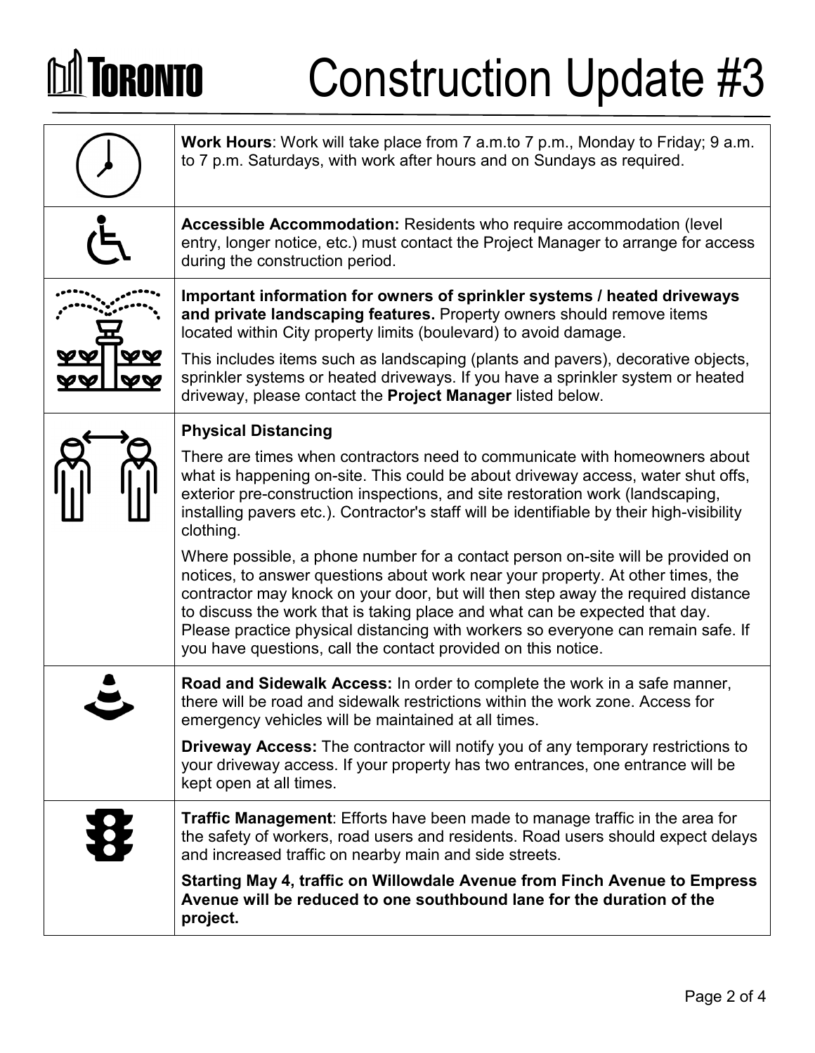# Construction Update #3

**Work Hours**: Work will take place from 7 a.m.to 7 p.m., Monday to Friday; 9 a.m. to 7 p.m. Saturdays, with work after hours and on Sundays as required.

**Accessible Accommodation:** Residents who require accommodation (level entry, longer notice, etc.) must contact the Project Manager to arrange for access during the construction period.

**Important information for owners of sprinkler systems / heated driveways and private landscaping features.** Property owners should remove items located within City property limits (boulevard) to avoid damage.

This includes items such as landscaping (plants and pavers), decorative objects, sprinkler systems or heated driveways. If you have a sprinkler system or heated driveway, please contact the **Project Manager** listed below.

**Physical Distancing**

There are times when contractors need to communicate with homeowners about what is happening on-site. This could be about driveway access, water shut offs, exterior pre-construction inspections, and site restoration work (landscaping, installing pavers etc.). Contractor's staff will be identifiable by their high-visibility clothing.

Where possible, a phone number for a contact person on-site will be provided on notices, to answer questions about work near your property. At other times, the contractor may knock on your door, but will then step away the required distance to discuss the work that is taking place and what can be expected that day. Please practice physical distancing with workers so everyone can remain safe. If you have questions, call the contact provided on this notice.

**Road and Sidewalk Access:** In order to complete the work in a safe manner, there will be road and sidewalk restrictions within the work zone. Access for emergency vehicles will be maintained at all times.

**Driveway Access:** The contractor will notify you of any temporary restrictions to your driveway access. If your property has two entrances, one entrance will be kept open at all times.

**Traffic Management**: Efforts have been made to manage traffic in the area for the safety of workers, road users and residents. Road users should expect delays and increased traffic on nearby main and side streets.

**Starting May 4, traffic on Willowdale Avenue from Finch Avenue to Empress Avenue will be reduced to one southbound lane for the duration of the project.**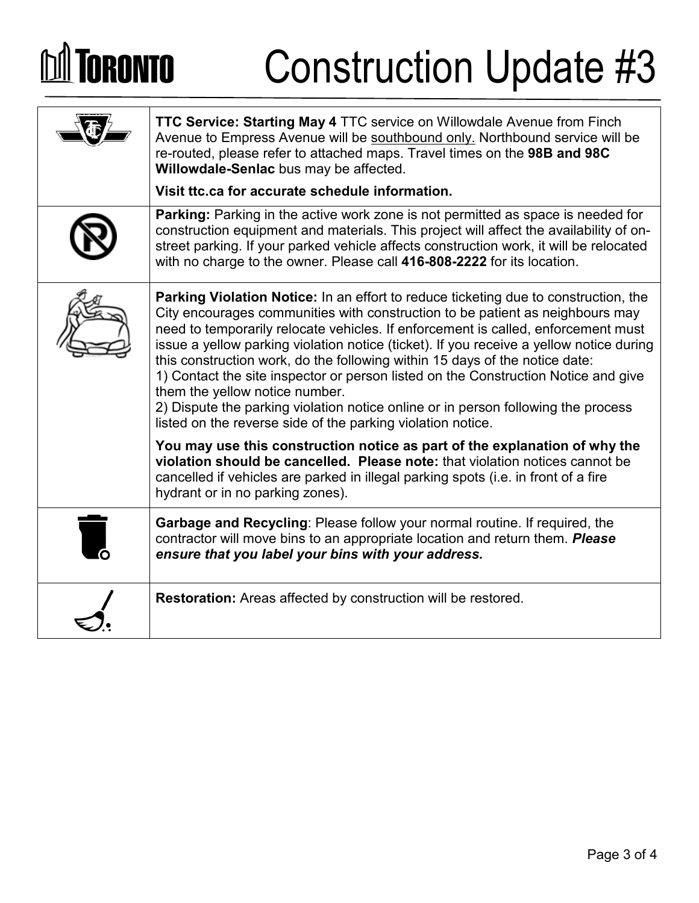# Construction Update #3

| | |
|---|---|
| | **TTC Service: Starting May 4** TTC service on Willowdale Avenue from Finch Avenue to Empress Avenue will be southbound only. Northbound service will be re-routed, please refer to attached maps. Travel times on the **98B and 98C Willowdale-Senlac** bus may be affected.<br><br>**Visit ttc.ca for accurate schedule information.** |
| | **Parking:** Parking in the active work zone is not permitted as space is needed for construction equipment and materials. This project will affect the availability of on-street parking. If your parked vehicle affects construction work, it will be relocated with no charge to the owner. Please call **416-808-2222** for its location. |
| | **Parking Violation Notice:** In an effort to reduce ticketing due to construction, the City encourages communities with construction to be patient as neighbours may need to temporarily relocate vehicles. If enforcement is called, enforcement must issue a yellow parking violation notice (ticket). If you receive a yellow notice during this construction work, do the following within 15 days of the notice date:<br>1) Contact the site inspector or person listed on the Construction Notice and give them the yellow notice number.<br>2) Dispute the parking violation notice online or in person following the process listed on the reverse side of the parking violation notice.<br><br>**You may use this construction notice as part of the explanation of why the violation should be cancelled. Please note:** that violation notices cannot be cancelled if vehicles are parked in illegal parking spots (i.e. in front of a fire hydrant or in no parking zones). |
| | **Garbage and Recycling**: Please follow your normal routine. If required, the contractor will move bins to an appropriate location and return them. ***Please ensure that you label your bins with your address.*** |
| | **Restoration:** Areas affected by construction will be restored. |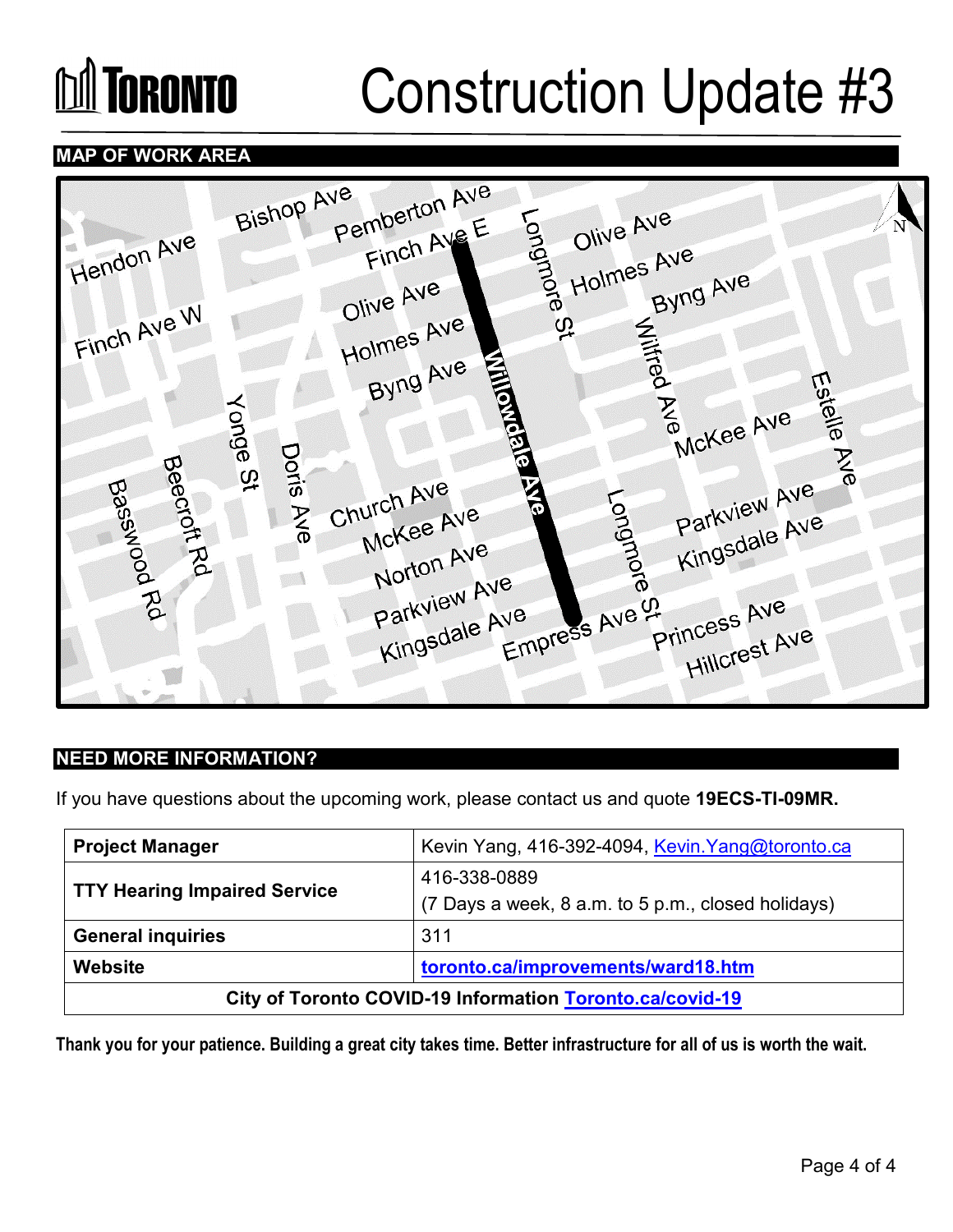# Construction Update #3

## MAP OF WORK AREA

Bishop Ave
Pemberton Ave
Hendon Ave
Finch Ave E
Longmore St
Olive Ave
Holmes Ave
Finch Ave W
Olive Ave
Byng Ave
Holmes Ave
Wilfred Ave
Byng Ave
Willowdale Ave
Estelle Ave
McKee Ave
Yonge St
Doris Ave
Basswood Rd
Beecroft Rd
Church Ave
Longmore St
Parkview Ave
McKee Ave
Kingsdale Ave
Norton Ave
Parkview Ave
Kingsdale Ave
Empress Ave
Princess Ave
Hillcrest Ave
N

## NEED MORE INFORMATION?

If you have questions about the upcoming work, please contact us and quote **19ECS-TI-09MR.**

| | |
|---|---|
| **Project Manager** | Kevin Yang, 416-392-4094, Kevin.Yang@toronto.ca |
| **TTY Hearing Impaired Service** | 416-338-0889<br>(7 Days a week, 8 a.m. to 5 p.m., closed holidays) |
| **General inquiries** | 311 |
| **Website** | **toronto.ca/improvements/ward18.htm** |
| **City of Toronto COVID-19 Information Toronto.ca/covid-19** | |

**Thank you for your patience. Building a great city takes time. Better infrastructure for all of us is worth the wait.**